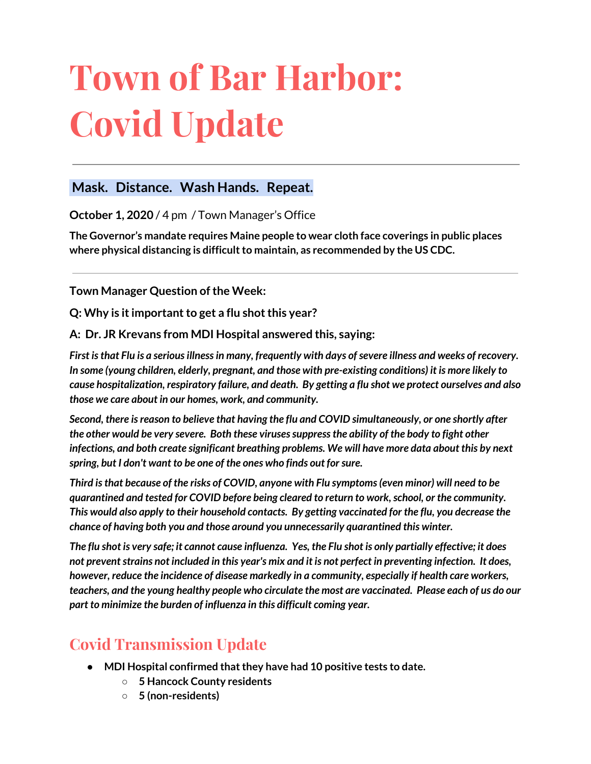# Town of Bar Harbor: Covid Update

---

**Mask. Distance. Wash Hands. Repeat.**

**October 1, 2020** / 4 pm / Town Manager's Office

**The Governor's mandate requires Maine people to wear cloth face coverings in public places where physical distancing is difficult to maintain, as recommended by the US CDC.**

---

**Town Manager Question of the Week:**

**Q: Why is it important to get a flu shot this year?**

**A: Dr. JR Krevans from MDI Hospital answered this, saying:**

***First is that Flu is a serious illness in many, frequently with days of severe illness and weeks of recovery. In some (young children, elderly, pregnant, and those with pre-existing conditions) it is more likely to cause hospitalization, respiratory failure, and death. By getting a flu shot we protect ourselves and also those we care about in our homes, work, and community.***

***Second, there is reason to believe that having the flu and COVID simultaneously, or one shortly after the other would be very severe. Both these viruses suppress the ability of the body to fight other infections, and both create significant breathing problems. We will have more data about this by next spring, but I don't want to be one of the ones who finds out for sure.***

***Third is that because of the risks of COVID, anyone with Flu symptoms (even minor) will need to be quarantined and tested for COVID before being cleared to return to work, school, or the community. This would also apply to their household contacts. By getting vaccinated for the flu, you decrease the chance of having both you and those around you unnecessarily quarantined this winter.***

***The flu shot is very safe; it cannot cause influenza. Yes, the Flu shot is only partially effective; it does not prevent strains not included in this year's mix and it is not perfect in preventing infection. It does, however, reduce the incidence of disease markedly in a community, especially if health care workers, teachers, and the young healthy people who circulate the most are vaccinated. Please each of us do our part to minimize the burden of influenza in this difficult coming year.***

## Covid Transmission Update

- **MDI Hospital confirmed that they have had 10 positive tests to date.**
  - **5 Hancock County residents**
  - **5 (non-residents)**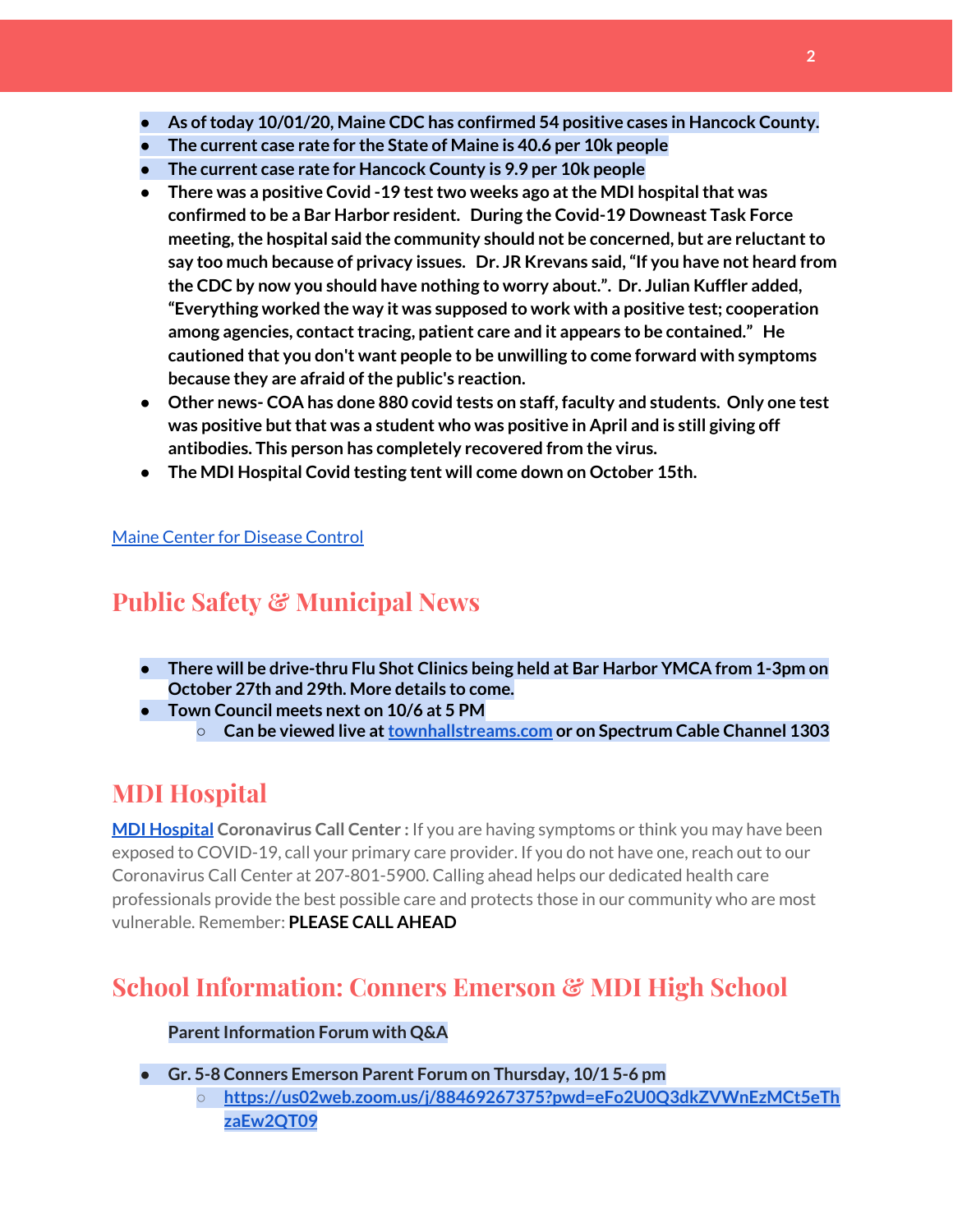- **As of today 10/01/20, Maine CDC has confirmed 54 positive cases in Hancock County.**
- **The current case rate for the State of Maine is 40.6 per 10k people**
- **The current case rate for Hancock County is 9.9 per 10k people**
- **There was a positive Covid -19 test two weeks ago at the MDI hospital that was confirmed to be a Bar Harbor resident. During the Covid-19 Downeast Task Force meeting, the hospital said the community should not be concerned, but are reluctant to say too much because of privacy issues. Dr. JR Krevans said, "If you have not heard from the CDC by now you should have nothing to worry about.". Dr. Julian Kuffler added, "Everything worked the way it was supposed to work with a positive test; cooperation among agencies, contact tracing, patient care and it appears to be contained." He cautioned that you don't want people to be unwilling to come forward with symptoms because they are afraid of the public's reaction.**
- **Other news- COA has done 880 covid tests on staff, faculty and students. Only one test was positive but that was a student who was positive in April and is still giving off antibodies. This person has completely recovered from the virus.**
- **The MDI Hospital Covid testing tent will come down on October 15th.**

[Maine Center for Disease Control](Maine Center for Disease Control)

## Public Safety & Municipal News

- **There will be drive-thru Flu Shot Clinics being held at Bar Harbor YMCA from 1-3pm on October 27th and 29th. More details to come.**
- **Town Council meets next on 10/6 at 5 PM**
  - **Can be viewed live at [townhallstreams.com](townhallstreams.com) or on Spectrum Cable Channel 1303**

## MDI Hospital

**[MDI Hospital](MDI Hospital) Coronavirus Call Center :** If you are having symptoms or think you may have been exposed to COVID-19, call your primary care provider. If you do not have one, reach out to our Coronavirus Call Center at 207-801-5900. Calling ahead helps our dedicated health care professionals provide the best possible care and protects those in our community who are most vulnerable. Remember: **PLEASE CALL AHEAD**

## School Information: Conners Emerson & MDI High School

**Parent Information Forum with Q&A**

- **Gr. 5-8 Conners Emerson Parent Forum on Thursday, 10/1 5-6 pm**
  - **[https://us02web.zoom.us/j/88469267375?pwd=eFo2U0Q3dkZVWnEzMCt5eThzaEw2QT09](https://us02web.zoom.us/j/88469267375?pwd=eFo2U0Q3dkZVWnEzMCt5eThzaEw2QT09)**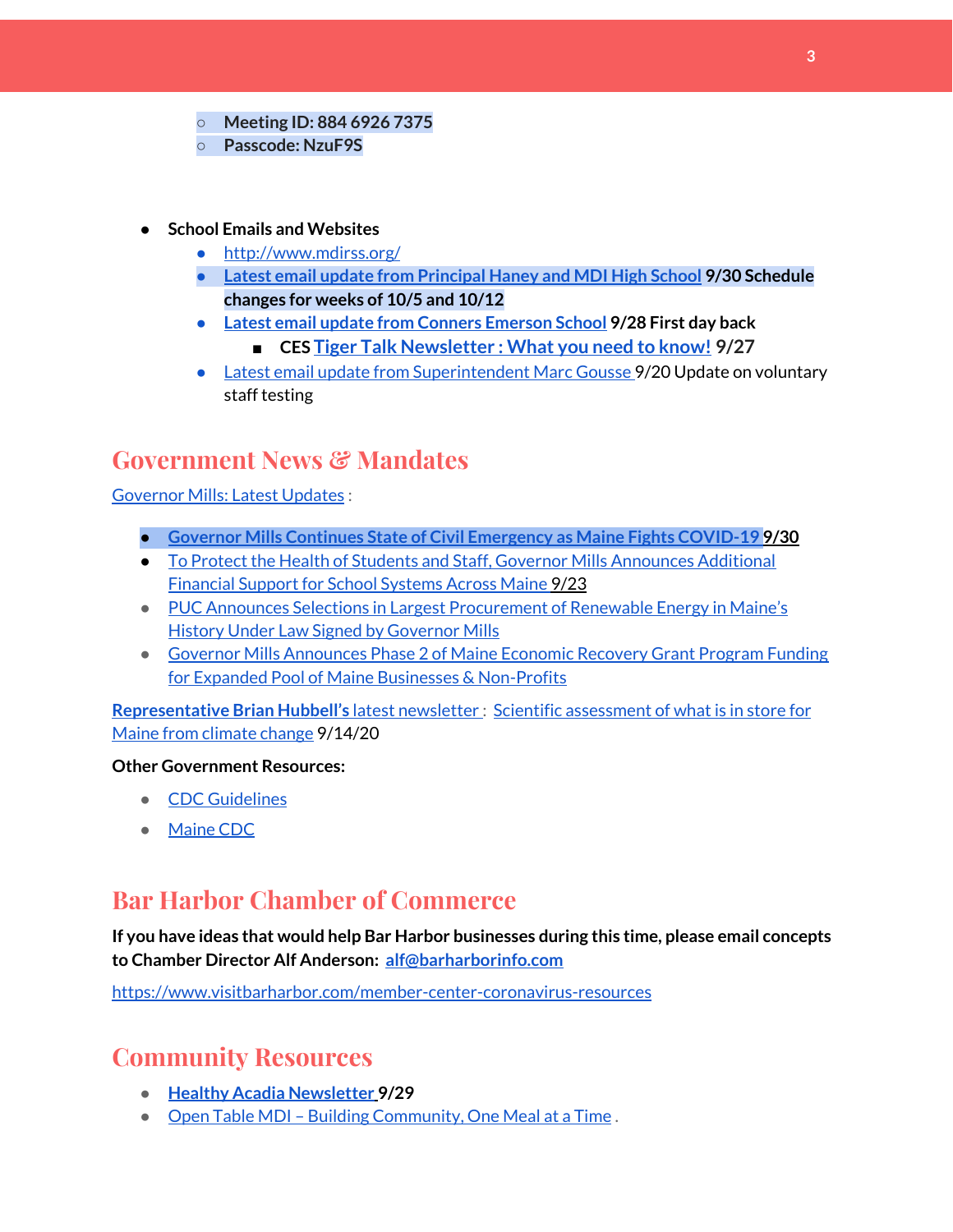- Meeting ID: 884 6926 7375
- Passcode: NzuF9S

- **School Emails and Websites**
  - http://www.mdirss.org/
  - **Latest email update from Principal Haney and MDI High School 9/30 Schedule changes for weeks of 10/5 and 10/12**
  - **Latest email update from Conners Emerson School 9/28 First day back**
    - **CES Tiger Talk Newsletter : What you need to know! 9/27**
  - Latest email update from Superintendent Marc Gousse 9/20 Update on voluntary staff testing

## Government News & Mandates

Governor Mills: Latest Updates :

- **Governor Mills Continues State of Civil Emergency as Maine Fights COVID-19 9/30**
- To Protect the Health of Students and Staff, Governor Mills Announces Additional Financial Support for School Systems Across Maine 9/23
- PUC Announces Selections in Largest Procurement of Renewable Energy in Maine's History Under Law Signed by Governor Mills
- Governor Mills Announces Phase 2 of Maine Economic Recovery Grant Program Funding for Expanded Pool of Maine Businesses & Non-Profits

**Representative Brian Hubbell's** latest newsletter : Scientific assessment of what is in store for Maine from climate change 9/14/20

**Other Government Resources:**

- CDC Guidelines
- Maine CDC

## Bar Harbor Chamber of Commerce

**If you have ideas that would help Bar Harbor businesses during this time, please email concepts to Chamber Director Alf Anderson: alf@barharborinfo.com**

https://www.visitbarharbor.com/member-center-coronavirus-resources

## Community Resources

- **Healthy Acadia Newsletter 9/29**
- Open Table MDI – Building Community, One Meal at a Time .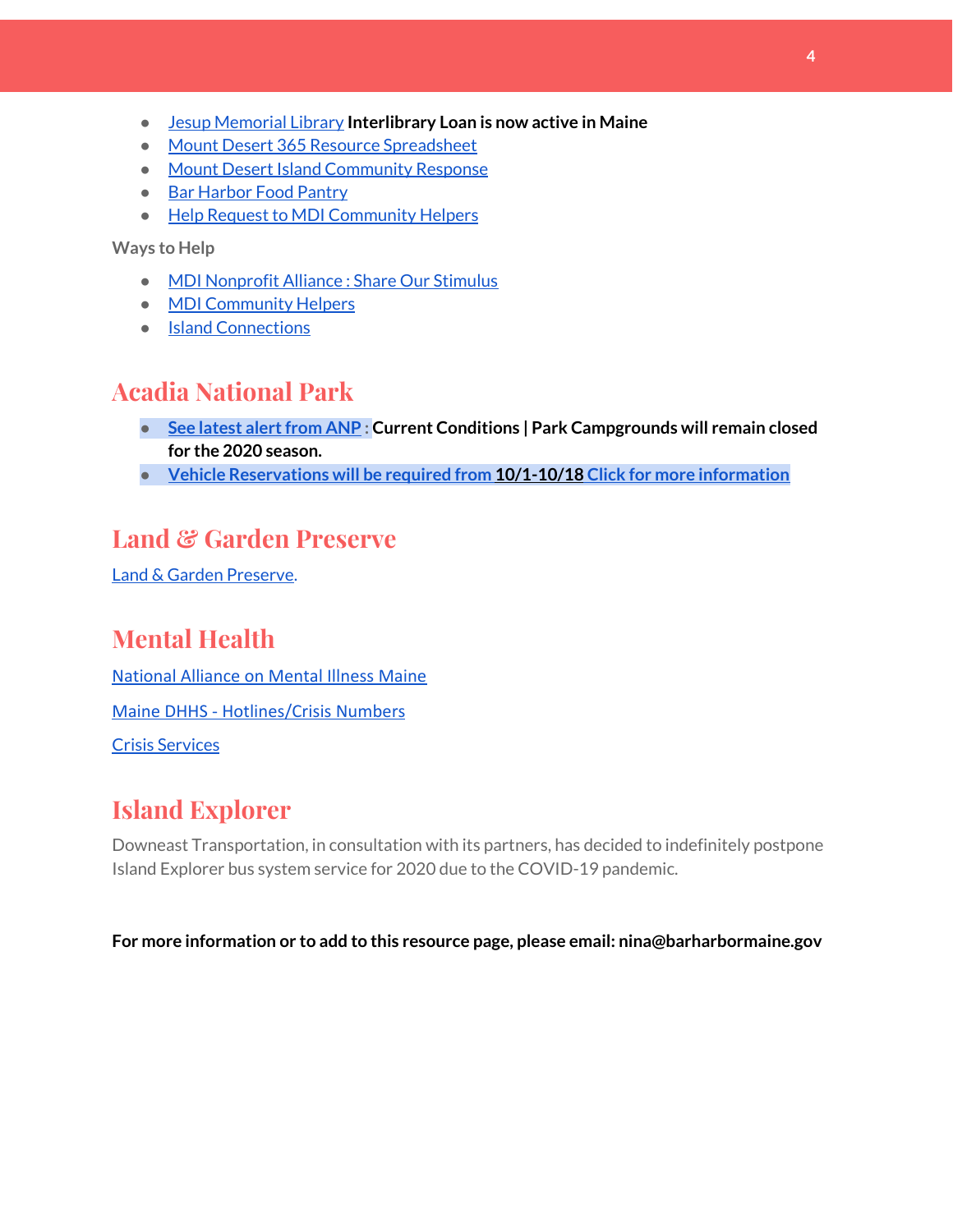- Jesup Memorial Library **Interlibrary Loan is now active in Maine**
- Mount Desert 365 Resource Spreadsheet
- Mount Desert Island Community Response
- Bar Harbor Food Pantry
- Help Request to MDI Community Helpers

Ways to Help

- MDI Nonprofit Alliance : Share Our Stimulus
- MDI Community Helpers
- Island Connections

## Acadia National Park

- **See latest alert from ANP : Current Conditions | Park Campgrounds will remain closed for the 2020 season.**
- **Vehicle Reservations will be required from 10/1-10/18 Click for more information**

## Land & Garden Preserve

Land & Garden Preserve.

## Mental Health

National Alliance on Mental Illness Maine

Maine DHHS - Hotlines/Crisis Numbers

Crisis Services

## Island Explorer

Downeast Transportation, in consultation with its partners, has decided to indefinitely postpone Island Explorer bus system service for 2020 due to the COVID-19 pandemic.

**For more information or to add to this resource page, please email: nina@barharbormaine.gov**